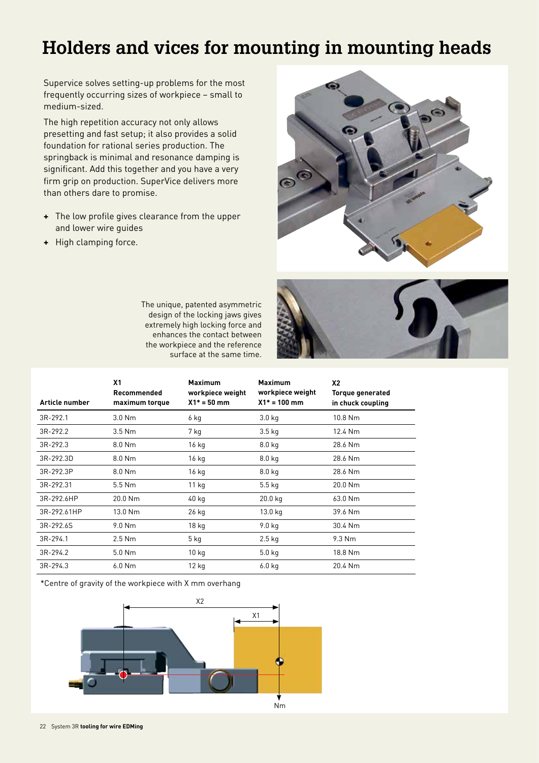# Holders and vices for mounting in mounting heads

Supervice solves setting-up problems for the most frequently occurring sizes of workpiece – small to medium-sized.

The high repetition accuracy not only allows presetting and fast setup; it also provides a solid foundation for rational series production. The springback is minimal and resonance damping is significant. Add this together and you have a very firm grip on production. SuperVice delivers more than others dare to promise.

- The low profile gives clearance from the upper and lower wire guides
- High clamping force.

The unique, patented asymmetric design of the locking jaws gives extremely high locking force and enhances the contact between the workpiece and the reference surface at the same time.

| Article number | X1 Recommended maximum torque | Maximum workpiece weight X1* = 50 mm | Maximum workpiece weight X1* = 100 mm | X2 Torque generated in chuck coupling |
|---|---|---|---|---|
| 3R-292.1 | 3.0 Nm | 6 kg | 3.0 kg | 10.8 Nm |
| 3R-292.2 | 3.5 Nm | 7 kg | 3.5 kg | 12.4 Nm |
| 3R-292.3 | 8.0 Nm | 16 kg | 8.0 kg | 28.6 Nm |
| 3R-292.3D | 8.0 Nm | 16 kg | 8.0 kg | 28.6 Nm |
| 3R-292.3P | 8.0 Nm | 16 kg | 8.0 kg | 28.6 Nm |
| 3R-292.31 | 5.5 Nm | 11 kg | 5.5 kg | 20.0 Nm |
| 3R-292.6HP | 20.0 Nm | 40 kg | 20.0 kg | 63.0 Nm |
| 3R-292.61HP | 13.0 Nm | 26 kg | 13.0 kg | 39.6 Nm |
| 3R-292.6S | 9.0 Nm | 18 kg | 9.0 kg | 30.4 Nm |
| 3R-294.1 | 2.5 Nm | 5 kg | 2.5 kg | 9.3 Nm |
| 3R-294.2 | 5.0 Nm | 10 kg | 5.0 kg | 18.8 Nm |
| 3R-294.3 | 6.0 Nm | 12 kg | 6.0 kg | 20.4 Nm |

*Centre of gravity of the workpiece with X mm overhang

X2

X1

Nm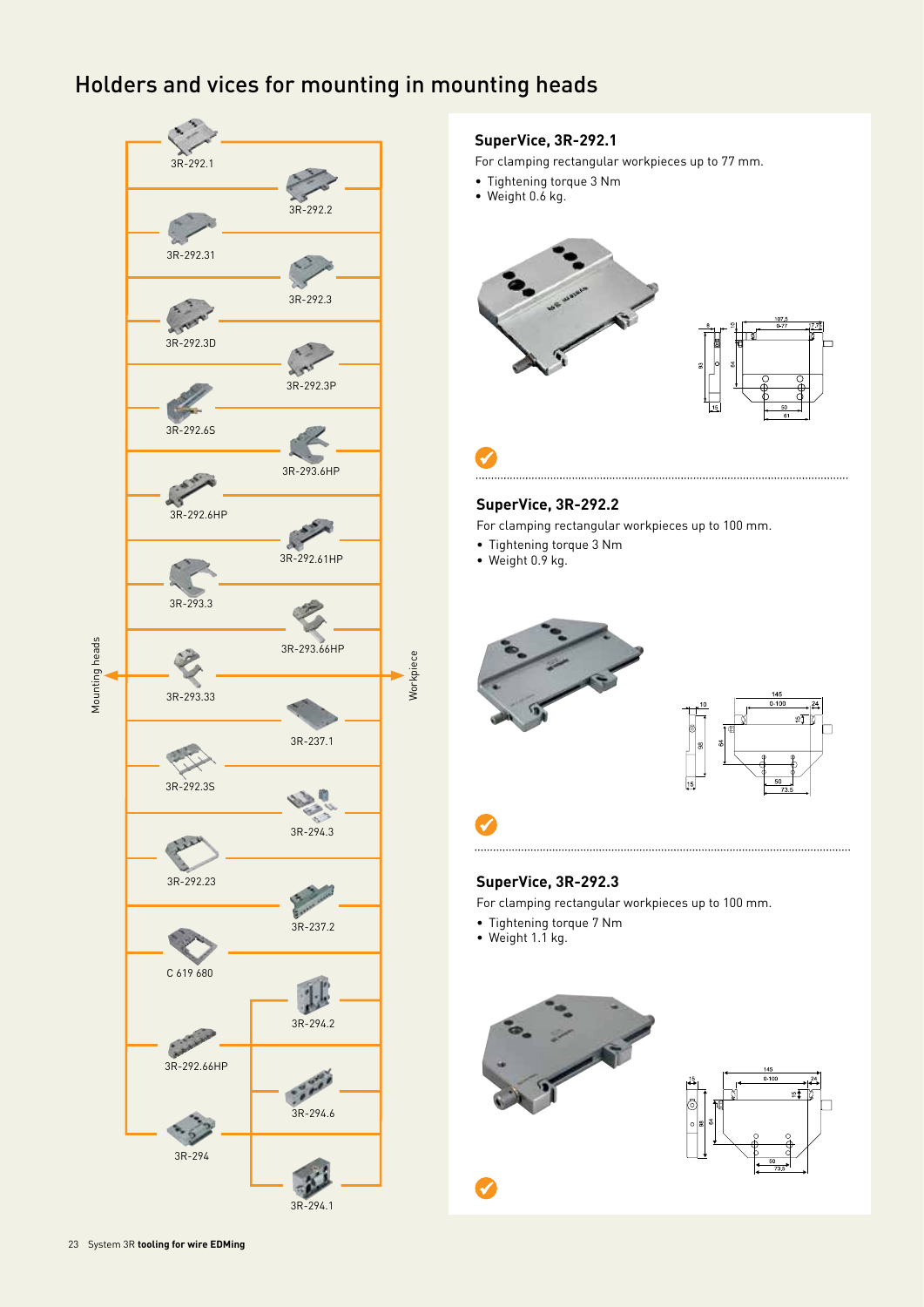# Holders and vices for mounting in mounting heads

Mounting heads

Workpiece

3R-292.1

3R-292.2

3R-292.31

3R-292.3

3R-292.3D

3R-292.3P

3R-292.6S

3R-293.6HP

3R-292.6HP

3R-292.61HP

3R-293.3

3R-293.66HP

3R-293.33

3R-237.1

3R-292.3S

3R-294.3

3R-292.23

3R-237.2

C 619 680

3R-294.2

3R-292.66HP

3R-294.6

3R-294

3R-294.1

## SuperVice, 3R-292.1

For clamping rectangular workpieces up to 77 mm.

- Tightening torque 3 Nm
- Weight 0.6 kg.

## SuperVice, 3R-292.2

For clamping rectangular workpieces up to 100 mm.

- Tightening torque 3 Nm
- Weight 0.9 kg.

## SuperVice, 3R-292.3

For clamping rectangular workpieces up to 100 mm.

- Tightening torque 7 Nm
- Weight 1.1 kg.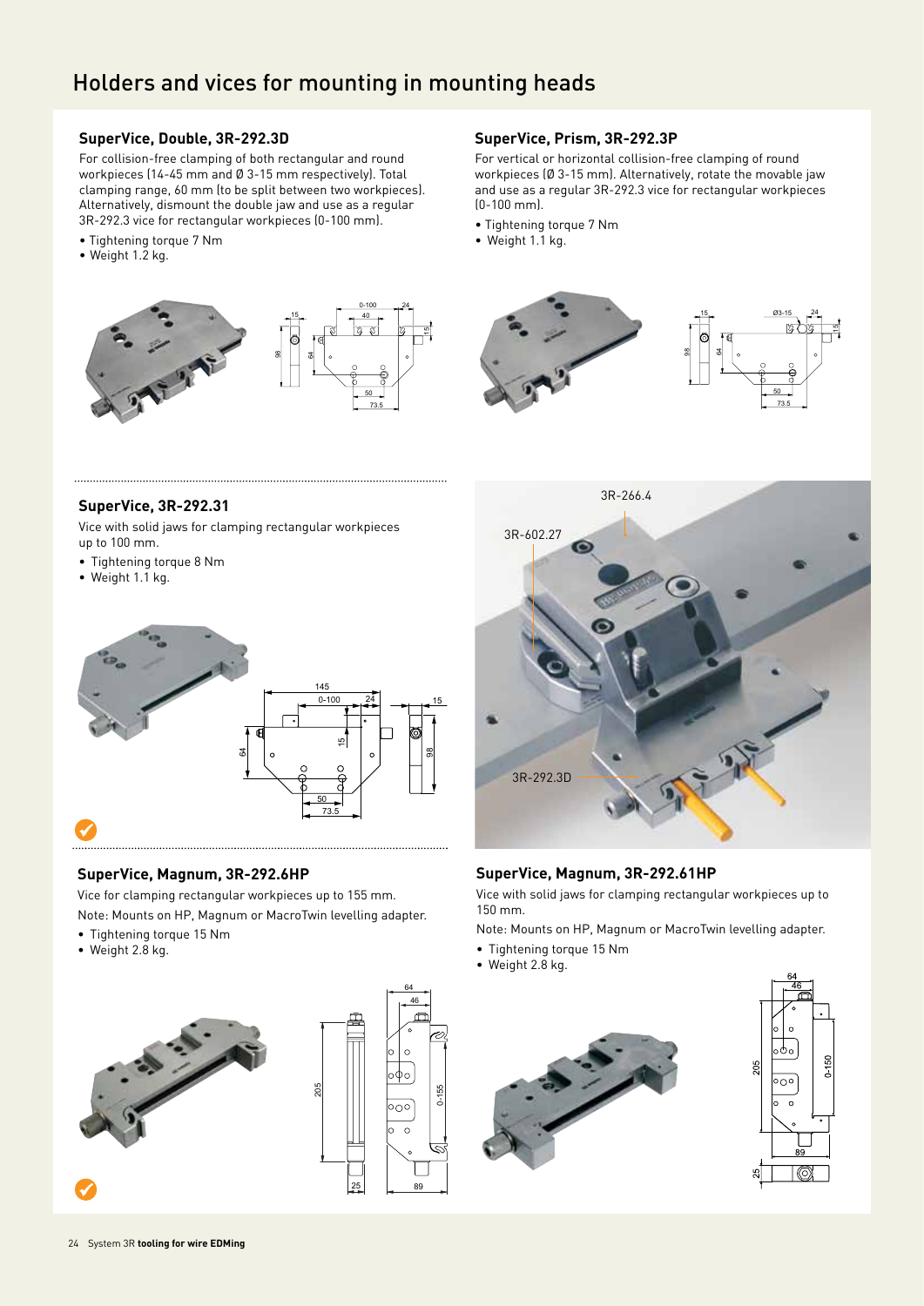# Holders and vices for mounting in mounting heads

## SuperVice, Double, 3R-292.3D

For collision-free clamping of both rectangular and round workpieces (14-45 mm and Ø 3-15 mm respectively). Total clamping range, 60 mm (to be split between two workpieces). Alternatively, dismount the double jaw and use as a regular 3R-292.3 vice for rectangular workpieces (0-100 mm).

- Tightening torque 7 Nm
- Weight 1.2 kg.

## SuperVice, Prism, 3R-292.3P

For vertical or horizontal collision-free clamping of round workpieces (Ø 3-15 mm). Alternatively, rotate the movable jaw and use as a regular 3R-292.3 vice for rectangular workpieces (0-100 mm).

- Tightening torque 7 Nm
- Weight 1.1 kg.

## SuperVice, 3R-292.31

Vice with solid jaws for clamping rectangular workpieces up to 100 mm.

- Tightening torque 8 Nm
- Weight 1.1 kg.

3R-266.4

3R-602.27

3R-292.3D

## SuperVice, Magnum, 3R-292.6HP

Vice for clamping rectangular workpieces up to 155 mm.

Note: Mounts on HP, Magnum or MacroTwin levelling adapter.

- Tightening torque 15 Nm
- Weight 2.8 kg.

## SuperVice, Magnum, 3R-292.61HP

Vice with solid jaws for clamping rectangular workpieces up to 150 mm.

Note: Mounts on HP, Magnum or MacroTwin levelling adapter.

- Tightening torque 15 Nm
- Weight 2.8 kg.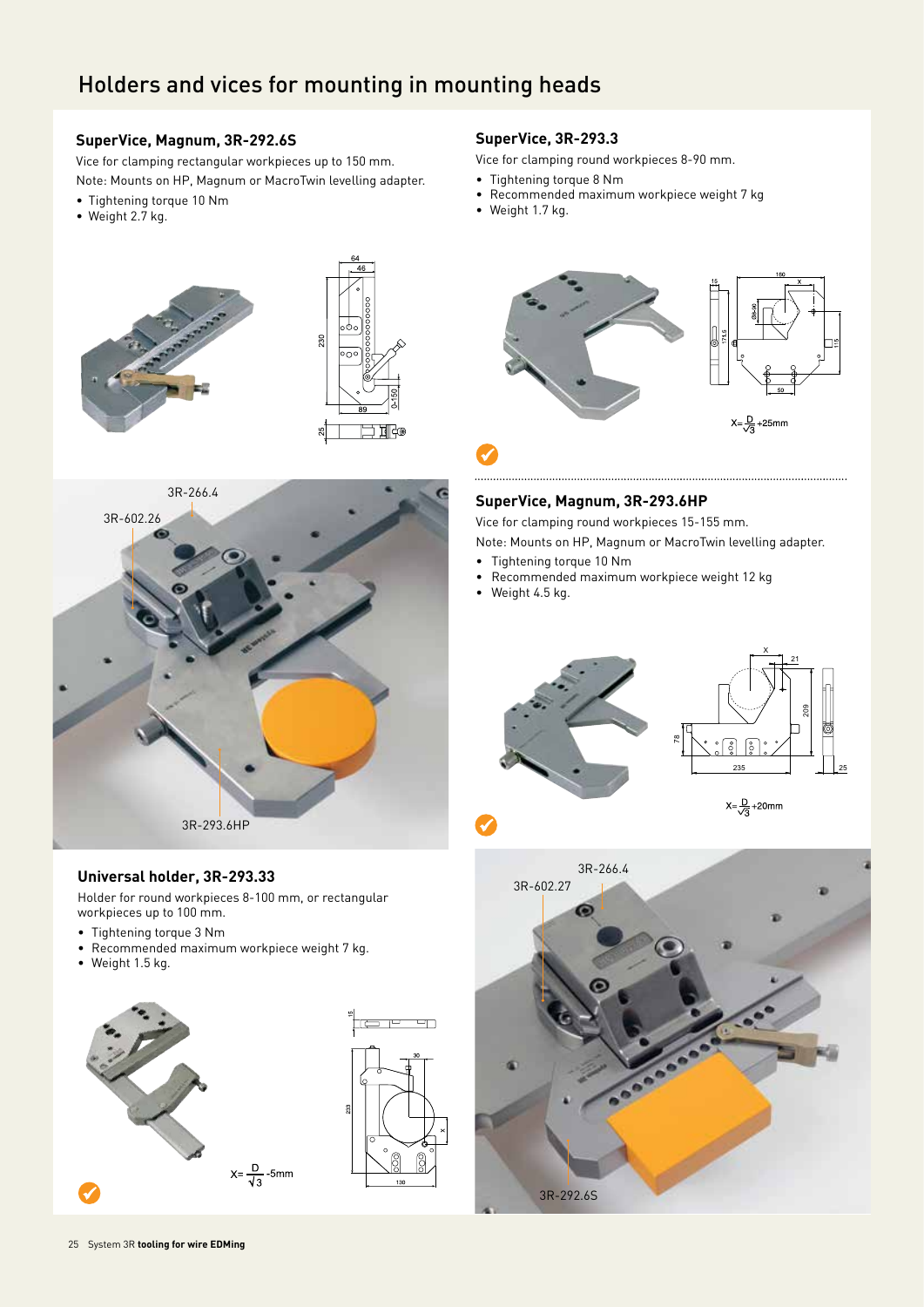# Holders and vices for mounting in mounting heads

## SuperVice, Magnum, 3R-292.6S

Vice for clamping rectangular workpieces up to 150 mm.

Note: Mounts on HP, Magnum or MacroTwin levelling adapter.

- Tightening torque 10 Nm
- Weight 2.7 kg.

3R-266.4

3R-602.26

3R-293.6HP

## Universal holder, 3R-293.33

Holder for round workpieces 8-100 mm, or rectangular workpieces up to 100 mm.

- Tightening torque 3 Nm
- Recommended maximum workpiece weight 7 kg.
- Weight 1.5 kg.

$X = \frac{D}{\sqrt{3}} - 5mm$

## SuperVice, 3R-293.3

Vice for clamping round workpieces 8-90 mm.

- Tightening torque 8 Nm
- Recommended maximum workpiece weight 7 kg
- Weight 1.7 kg.

$X = \frac{D}{\sqrt{3}} + 25mm$

## SuperVice, Magnum, 3R-293.6HP

Vice for clamping round workpieces 15-155 mm.

Note: Mounts on HP, Magnum or MacroTwin levelling adapter.

- Tightening torque 10 Nm
- Recommended maximum workpiece weight 12 kg
- Weight 4.5 kg.

$X = \frac{D}{\sqrt{3}} + 20mm$

3R-266.4

3R-602.27

3R-292.6S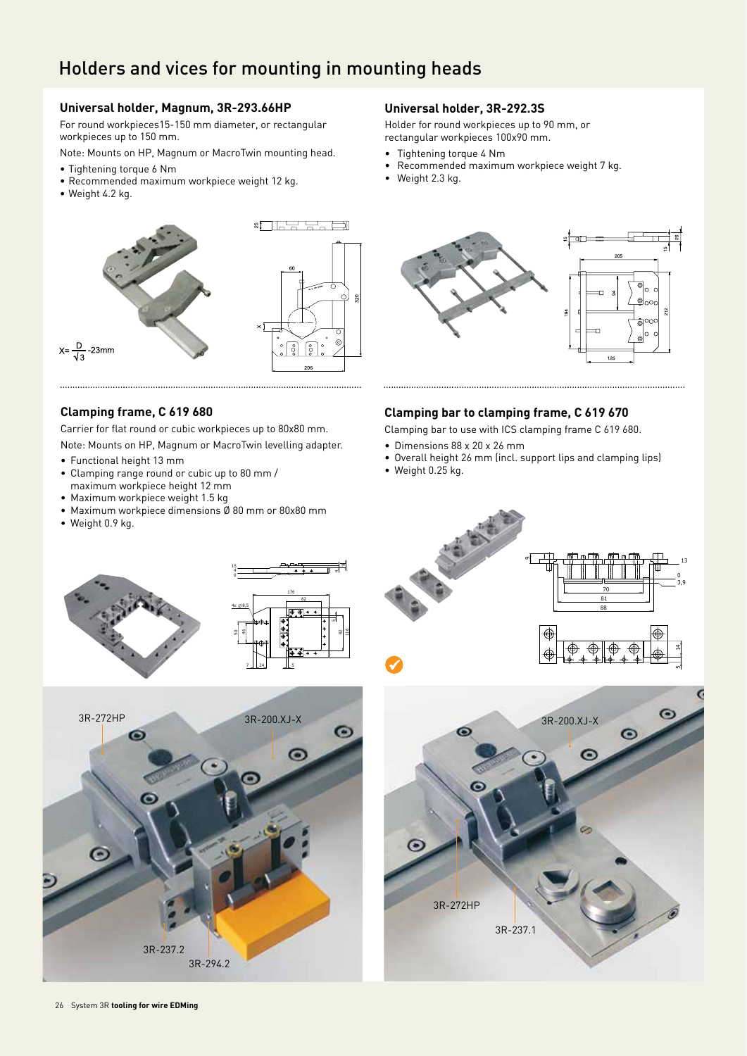# Holders and vices for mounting in mounting heads

## Universal holder, Magnum, 3R-293.66HP

For round workpieces15-150 mm diameter, or rectangular workpieces up to 150 mm.

Note: Mounts on HP, Magnum or MacroTwin mounting head.

- Tightening torque 6 Nm
- Recommended maximum workpiece weight 12 kg.
- Weight 4.2 kg.

$X = \frac{D}{\sqrt{3}} - 23mm$

## Universal holder, 3R-292.3S

Holder for round workpieces up to 90 mm, or rectangular workpieces 100x90 mm.

- Tightening torque 4 Nm
- Recommended maximum workpiece weight 7 kg.
- Weight 2.3 kg.

## Clamping frame, C 619 680

Carrier for flat round or cubic workpieces up to 80x80 mm.

Note: Mounts on HP, Magnum or MacroTwin levelling adapter.

- Functional height 13 mm
- Clamping range round or cubic up to 80 mm / maximum workpiece height 12 mm
- Maximum workpiece weight 1.5 kg
- Maximum workpiece dimensions Ø 80 mm or 80x80 mm
- Weight 0.9 kg.

## Clamping bar to clamping frame, C 619 670

Clamping bar to use with ICS clamping frame C 619 680.

- Dimensions 88 x 20 x 26 mm
- Overall height 26 mm (incl. support lips and clamping lips)
- Weight 0.25 kg.

3R-272HP, 3R-200.XJ-X, 3R-237.2, 3R-294.2

3R-200.XJ-X, 3R-272HP, 3R-237.1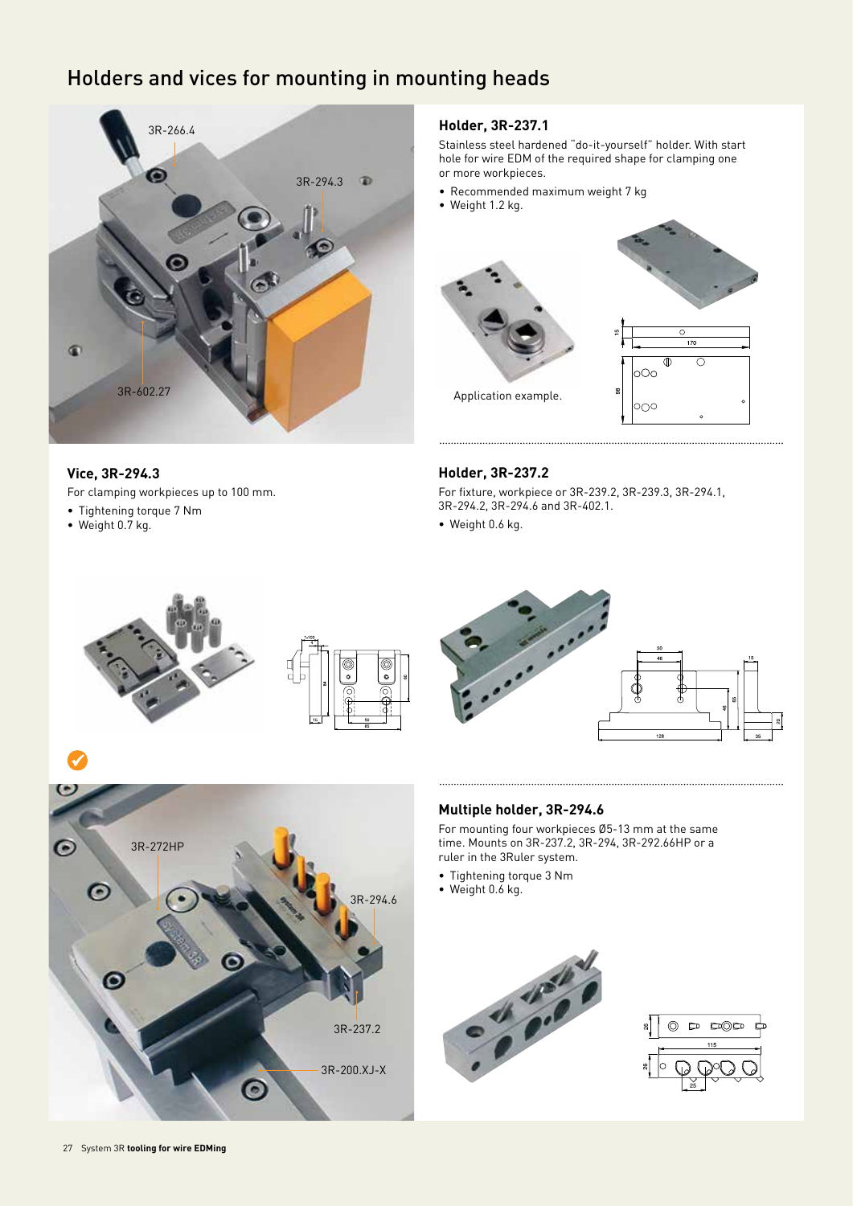# Holders and vices for mounting in mounting heads

3R-266.4

3R-294.3

3R-602.27

## Vice, 3R-294.3

For clamping workpieces up to 100 mm.

- Tightening torque 7 Nm
- Weight 0.7 kg.

## Holder, 3R-237.1

Stainless steel hardened "do-it-yourself" holder. With start hole for wire EDM of the required shape for clamping one or more workpieces.

- Recommended maximum weight 7 kg
- Weight 1.2 kg.

Application example.

## Holder, 3R-237.2

For fixture, workpiece or 3R-239.2, 3R-239.3, 3R-294.1, 3R-294.2, 3R-294.6 and 3R-402.1.

- Weight 0.6 kg.

3R-272HP

3R-294.6

3R-237.2

3R-200.XJ-X

## Multiple holder, 3R-294.6

For mounting four workpieces Ø5-13 mm at the same time. Mounts on 3R-237.2, 3R-294, 3R-292.66HP or a ruler in the 3Ruler system.

- Tightening torque 3 Nm
- Weight 0.6 kg.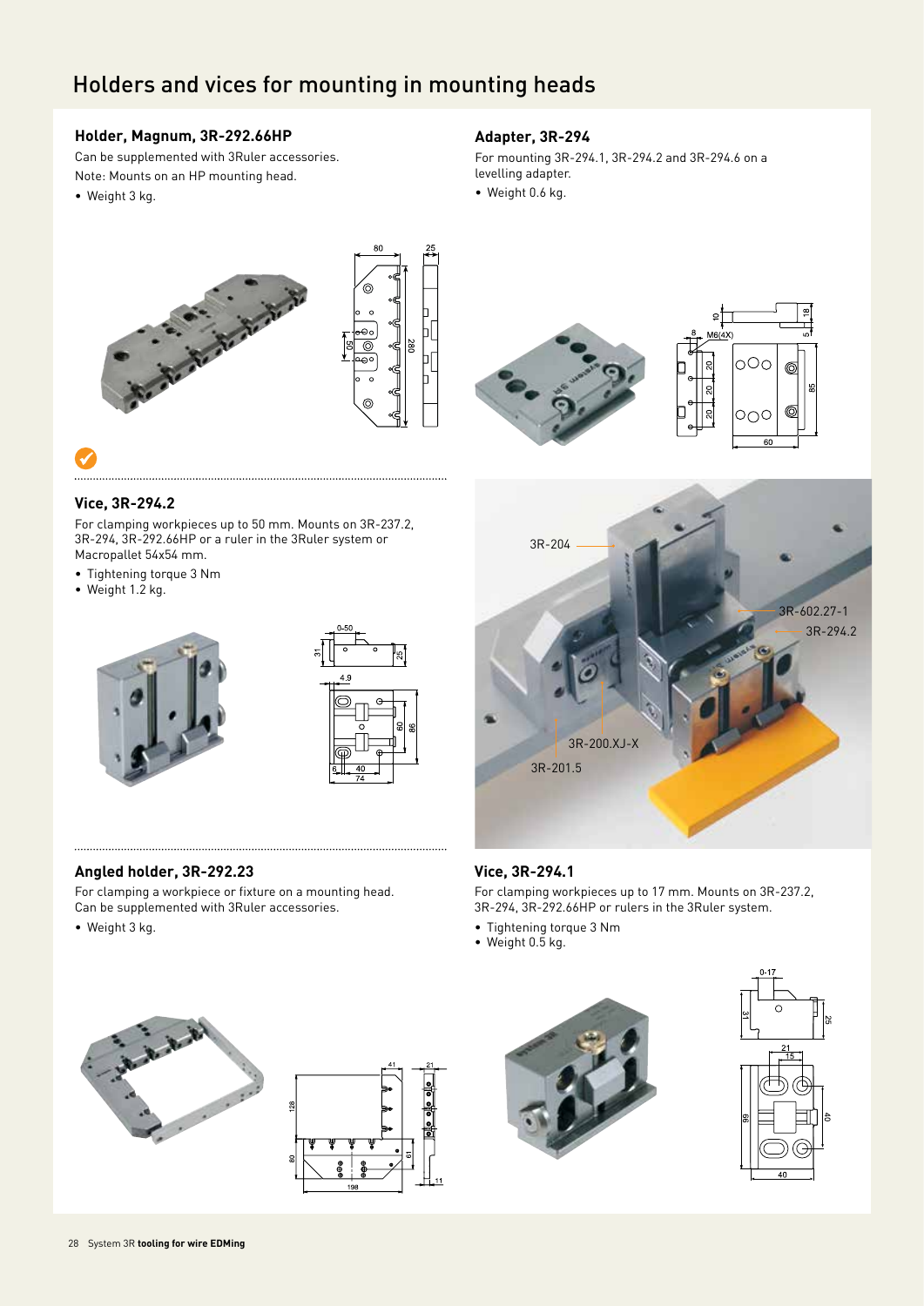# Holders and vices for mounting in mounting heads

## Holder, Magnum, 3R-292.66HP

Can be supplemented with 3Ruler accessories.

Note: Mounts on an HP mounting head.

- Weight 3 kg.

## Adapter, 3R-294

For mounting 3R-294.1, 3R-294.2 and 3R-294.6 on a levelling adapter.

- Weight 0.6 kg.

## Vice, 3R-294.2

For clamping workpieces up to 50 mm. Mounts on 3R-237.2, 3R-294, 3R-292.66HP or a ruler in the 3Ruler system or Macropallet 54x54 mm.

- Tightening torque 3 Nm
- Weight 1.2 kg.

3R-204

3R-602.27-1

3R-294.2

3R-200.XJ-X

3R-201.5

## Angled holder, 3R-292.23

For clamping a workpiece or fixture on a mounting head. Can be supplemented with 3Ruler accessories.

- Weight 3 kg.

## Vice, 3R-294.1

For clamping workpieces up to 17 mm. Mounts on 3R-237.2, 3R-294, 3R-292.66HP or rulers in the 3Ruler system.

- Tightening torque 3 Nm
- Weight 0.5 kg.